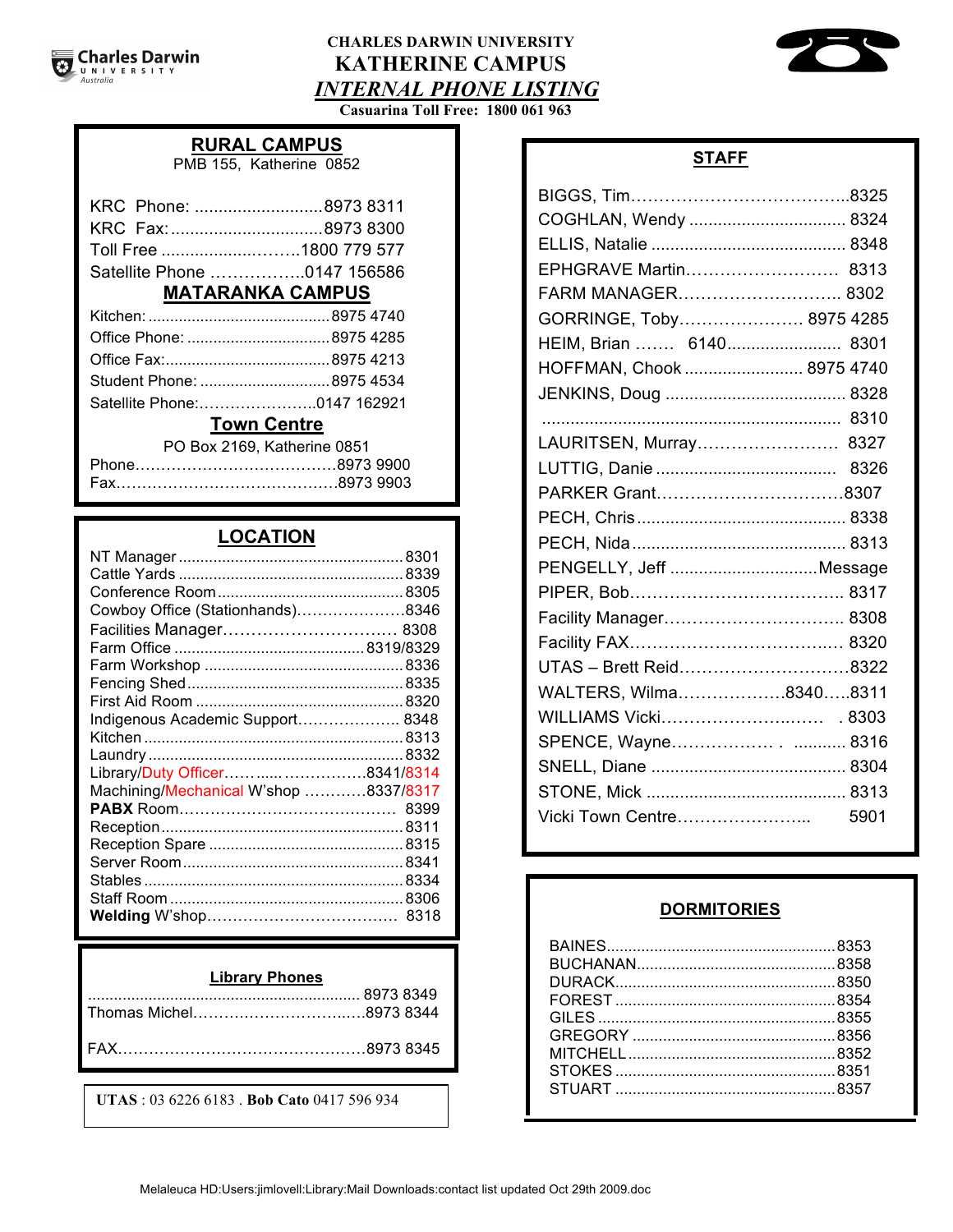# CHARLES DARWIN UNIVERSITY
# KATHERINE CAMPUS
## *INTERNAL PHONE LISTING*

**Casuarina Toll Free: 1800 061 963**

## RURAL CAMPUS

PMB 155, Katherine 0852

KRC Phone: ..........................8973 8311
KRC Fax:................................8973 8300
Toll Free ............................1800 779 577
Satellite Phone ..................0147 156586

## MATARANKA CAMPUS

Kitchen: ..........................................8975 4740
Office Phone: ...................................8975 4285
Office Fax:.........................................8975 4213
Student Phone: ..................................8975 4534
Satellite Phone:.........................0147 162921

## Town Centre

PO Box 2169, Katherine 0851

Phone.........................................8973 9900
Fax.............................................8973 9903

## LOCATION

NT Manager ..........................................8301
Cattle Yards ..........................................8339
Conference Room ..................................8305
Cowboy Office (Stationhands)..................8346
Facilities Manager.................................. 8308
Farm Office ......................................8319/8329
Farm Workshop .....................................8336
Fencing Shed..........................................8335
First Aid Room .......................................8320
Indigenous Academic Support.................. 8348
Kitchen ...................................................8313
Laundry ..................................................8332
Library/Duty Officer...........................8341/8314
Machining/Mechanical W'shop ............8337/8317
**PABX** Room........................................ 8399
Reception ...............................................8311
Reception Spare .....................................8315
Server Room...........................................8341
Stables ...................................................8334
Staff Room .............................................8306
**Welding** W'shop..................................... 8318

## Library Phones

.............................................................. 8973 8349
Thomas Michel...................................8973 8344

FAX................................................8973 8345

**UTAS** : 03 6226 6183 . **Bob Cato** 0417 596 934

## STAFF

BIGGS, Tim.............................................8325
COGHLAN, Wendy ................................. 8324
ELLIS, Natalie ......................................... 8348
EPHGRAVE Martin............................. 8313
FARM MANAGER................................ 8302
GORRINGE, Toby...................... 8975 4285
HEIM, Brian ....... 6140........................ 8301
HOFFMAN, Chook ......................... 8975 4740
JENKINS, Doug ...................................... 8328
................................................................ 8310
LAURITSEN, Murray.......................... 8327
LUTTIG, Danie ...................................... 8326
PARKER Grant....................................8307
PECH, Chris ............................................ 8338
PECH, Nida ............................................. 8313
PENGELLY, Jeff ...............................Message
PIPER, Bob........................................ 8317
Facility Manager.................................. 8308
Facility FAX........................................ 8320
UTAS – Brett Reid................................8322
WALTERS, Wilma...................8340.....8311
WILLIAMS Vicki............................... . 8303
SPENCE, Wayne.................. . ........... 8316
SNELL, Diane ......................................... 8304
STONE, Mick .......................................... 8313
Vicki Town Centre.......................... 5901

## DORMITORIES

BAINES....................................................8353
BUCHANAN.............................................8358
DURACK..................................................8350
FOREST ..................................................8354
GILES ......................................................8355
GREGORY ..............................................8356
MITCHELL ...............................................8352
STOKES ..................................................8351
STUART ..................................................8357

Melaleuca HD:Users:jimlovell:Library:Mail Downloads:contact list updated Oct 29th 2009.doc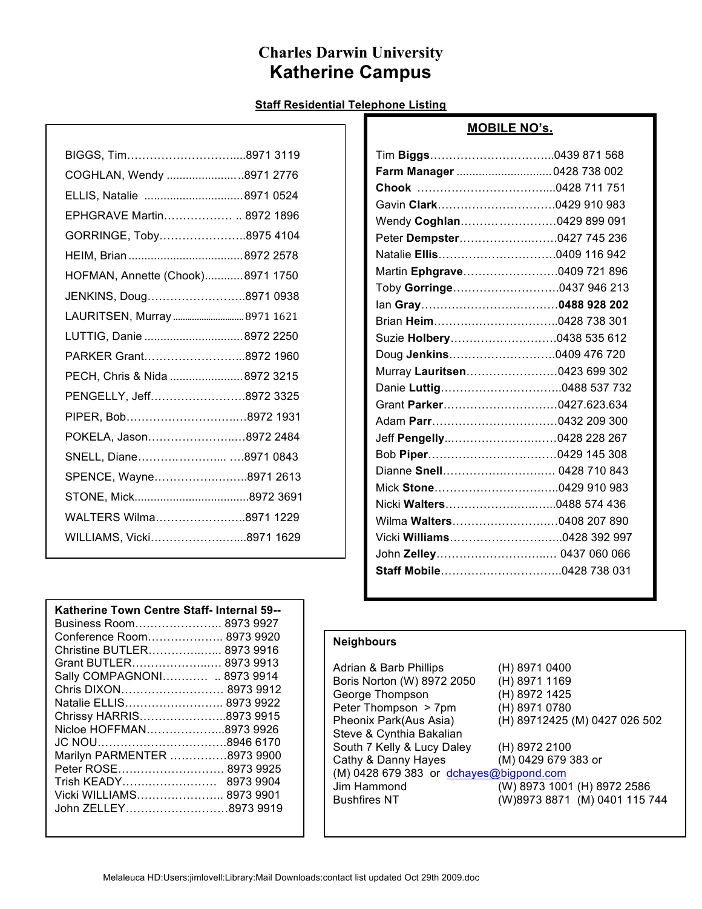# Charles Darwin University
# Katherine Campus

**Staff Residential Telephone Listing**

| | |
|---|---|
| BIGGS, Tim | 8971 3119 |
| COGHLAN, Wendy | 8971 2776 |
| ELLIS, Natalie | 8971 0524 |
| EPHGRAVE Martin | 8972 1896 |
| GORRINGE, Toby | 8975 4104 |
| HEIM, Brian | 8972 2578 |
| HOFMAN, Annette (Chook) | 8971 1750 |
| JENKINS, Doug | 8971 0938 |
| LAURITSEN, Murray | 8971 1621 |
| LUTTIG, Danie | 8972 2250 |
| PARKER Grant | 8972 1960 |
| PECH, Chris & Nida | 8972 3215 |
| PENGELLY, Jeff | 8972 3325 |
| PIPER, Bob | 8972 1931 |
| POKELA, Jason | 8972 2484 |
| SNELL, Diane | 8971 0843 |
| SPENCE, Wayne | 8971 2613 |
| STONE, Mick | 8972 3691 |
| WALTERS Wilma | 8971 1229 |
| WILLIAMS, Vicki | 8971 1629 |

**MOBILE NO's.**

| | |
|---|---|
| Tim **Biggs** | 0439 871 568 |
| **Farm Manager** | 0428 738 002 |
| **Chook** | 0428 711 751 |
| Gavin **Clark** | 0429 910 983 |
| Wendy **Coghlan** | 0429 899 091 |
| Peter **Dempster** | 0427 745 236 |
| Natalie **Ellis** | 0409 116 942 |
| Martin **Ephgrave** | 0409 721 896 |
| Toby **Gorringe** | 0437 946 213 |
| Ian **Gray** | **0488 928 202** |
| Brian **Heim** | 0428 738 301 |
| Suzie **Holbery** | 0438 535 612 |
| Doug **Jenkins** | 0409 476 720 |
| Murray **Lauritsen** | 0423 699 302 |
| Danie **Luttig** | 0488 537 732 |
| Grant **Parker** | 0427.623.634 |
| Adam **Parr** | 0432 209 300 |
| Jeff **Pengelly** | 0428 228 267 |
| Bob **Piper** | 0429 145 308 |
| Dianne **Snell** | 0428 710 843 |
| Mick **Stone** | 0429 910 983 |
| Nicki **Walters** | 0488 574 436 |
| Wilma **Walters** | 0408 207 890 |
| Vicki **Williams** | 0428 392 997 |
| John **Zelley** | 0437 060 066 |
| **Staff Mobile** | 0428 738 031 |

**Katherine Town Centre Staff- Internal 59--**

| | |
|---|---|
| Business Room | 8973 9927 |
| Conference Room | 8973 9920 |
| Christine BUTLER | 8973 9916 |
| Grant BUTLER | 8973 9913 |
| Sally COMPAGNONI | 8973 9914 |
| Chris DIXON | 8973 9912 |
| Natalie ELLIS | 8973 9922 |
| Chrissy HARRIS | 8973 9915 |
| Nicloe HOFFMAN | 8973 9926 |
| JC NOU | 8946 6170 |
| Marilyn PARMENTER | 8973 9900 |
| Peter ROSE | 8973 9925 |
| Trish KEADY | 8973 9904 |
| Vicki WILLIAMS | 8973 9901 |
| John ZELLEY | 8973 9919 |

**Neighbours**

| | |
|---|---|
| Adrian & Barb Phillips | (H) 8971 0400 |
| Boris Norton (W) 8972 2050 | (H) 8971 1169 |
| George Thompson | (H) 8972 1425 |
| Peter Thompson > 7pm | (H) 8971 0780 |
| Pheonix Park(Aus Asia) | (H) 89712425 (M) 0427 026 502 |
| Steve & Cynthia Bakalian | |
| South 7 Kelly & Lucy Daley | (H) 8972 2100 |
| Cathy & Danny Hayes | (M) 0429 679 383 or |
| (M) 0428 679 383 or dchayes@bigpond.com | |
| Jim Hammond | (W) 8973 1001 (H) 8972 2586 |
| Bushfires NT | (W)8973 8871 (M) 0401 115 744 |

Melaleuca HD:Users:jimlovell:Library:Mail Downloads:contact list updated Oct 29th 2009.doc